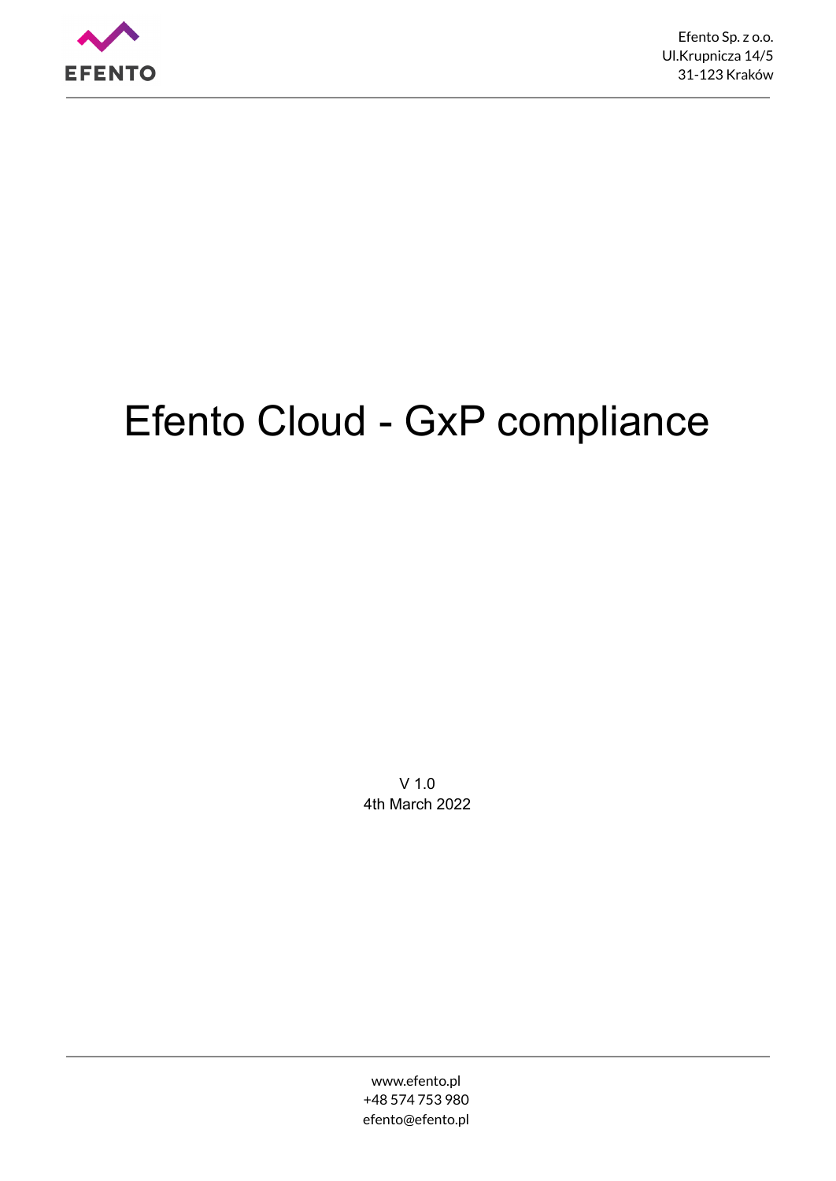Efento Sp. z o.o.
Ul.Krupnicza 14/5
31-123 Kraków

# Efento Cloud - GxP compliance

V 1.0
4th March 2022

www.efento.pl
+48 574 753 980
efento@efento.pl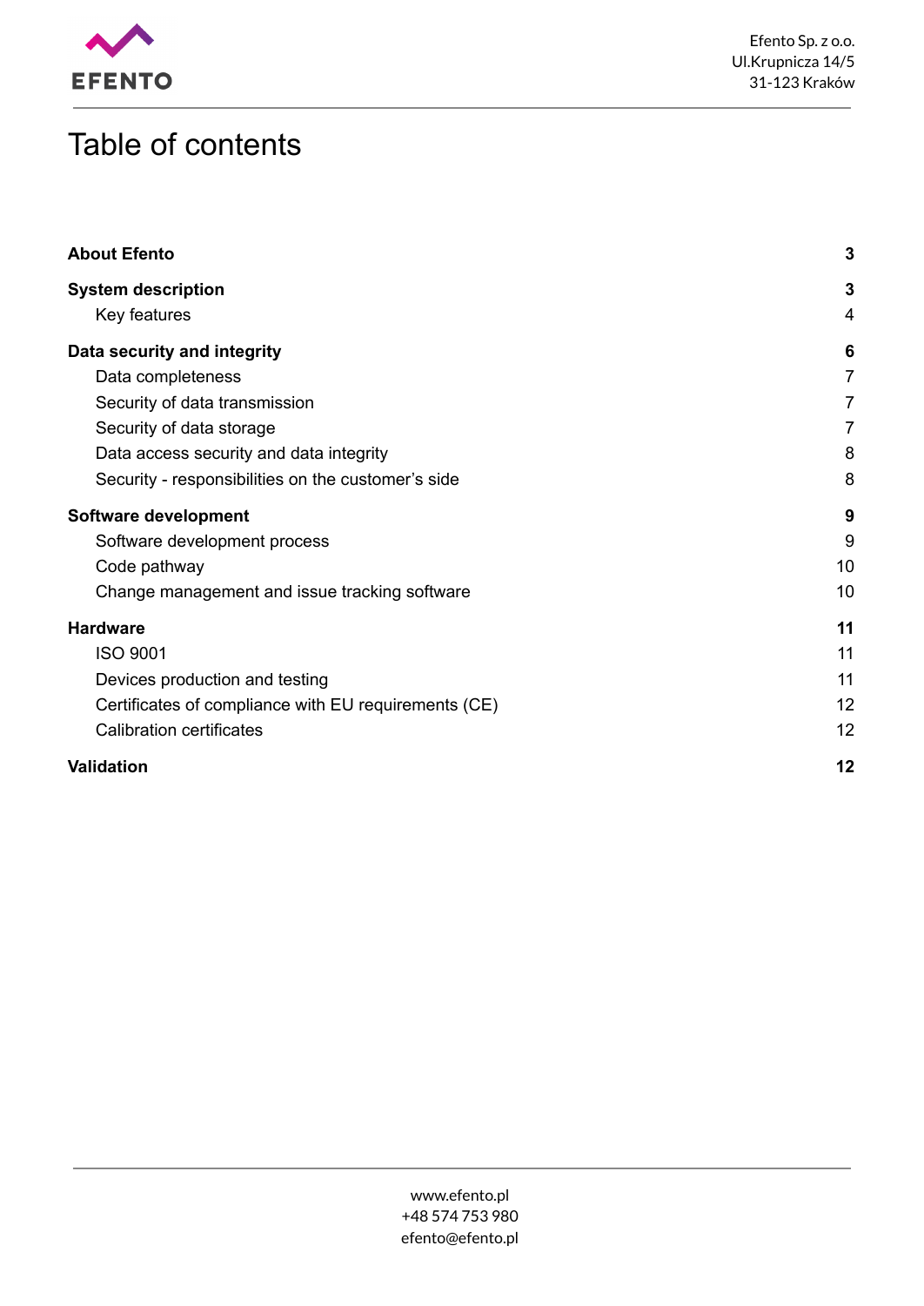# Table of contents

| | |
|---|---|
| **About Efento** | **3** |
| **System description** | **3** |
| Key features | 4 |
| **Data security and integrity** | **6** |
| Data completeness | 7 |
| Security of data transmission | 7 |
| Security of data storage | 7 |
| Data access security and data integrity | 8 |
| Security - responsibilities on the customer's side | 8 |
| **Software development** | **9** |
| Software development process | 9 |
| Code pathway | 10 |
| Change management and issue tracking software | 10 |
| **Hardware** | **11** |
| ISO 9001 | 11 |
| Devices production and testing | 11 |
| Certificates of compliance with EU requirements (CE) | 12 |
| Calibration certificates | 12 |
| **Validation** | **12** |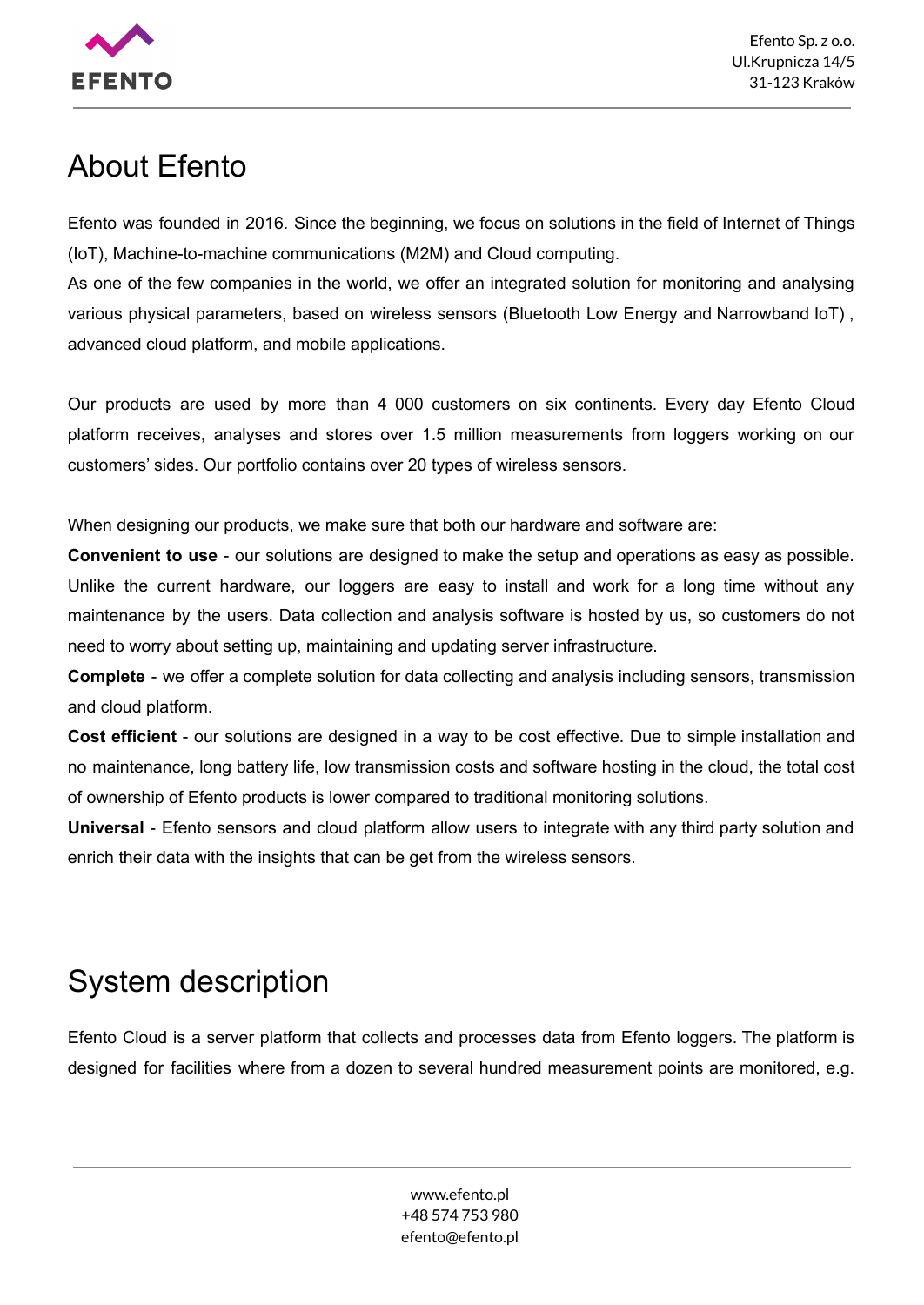# About Efento

Efento was founded in 2016. Since the beginning, we focus on solutions in the field of Internet of Things (IoT), Machine-to-machine communications (M2M) and Cloud computing.
As one of the few companies in the world, we offer an integrated solution for monitoring and analysing various physical parameters, based on wireless sensors (Bluetooth Low Energy and Narrowband IoT) , advanced cloud platform, and mobile applications.

Our products are used by more than 4 000 customers on six continents. Every day Efento Cloud platform receives, analyses and stores over 1.5 million measurements from loggers working on our customers' sides. Our portfolio contains over 20 types of wireless sensors.

When designing our products, we make sure that both our hardware and software are:
**Convenient to use** - our solutions are designed to make the setup and operations as easy as possible. Unlike the current hardware, our loggers are easy to install and work for a long time without any maintenance by the users. Data collection and analysis software is hosted by us, so customers do not need to worry about setting up, maintaining and updating server infrastructure.
**Complete** - we offer a complete solution for data collecting and analysis including sensors, transmission and cloud platform.
**Cost efficient** - our solutions are designed in a way to be cost effective. Due to simple installation and no maintenance, long battery life, low transmission costs and software hosting in the cloud, the total cost of ownership of Efento products is lower compared to traditional monitoring solutions.
**Universal** - Efento sensors and cloud platform allow users to integrate with any third party solution and enrich their data with the insights that can be get from the wireless sensors.

# System description

Efento Cloud is a server platform that collects and processes data from Efento loggers. The platform is designed for facilities where from a dozen to several hundred measurement points are monitored, e.g.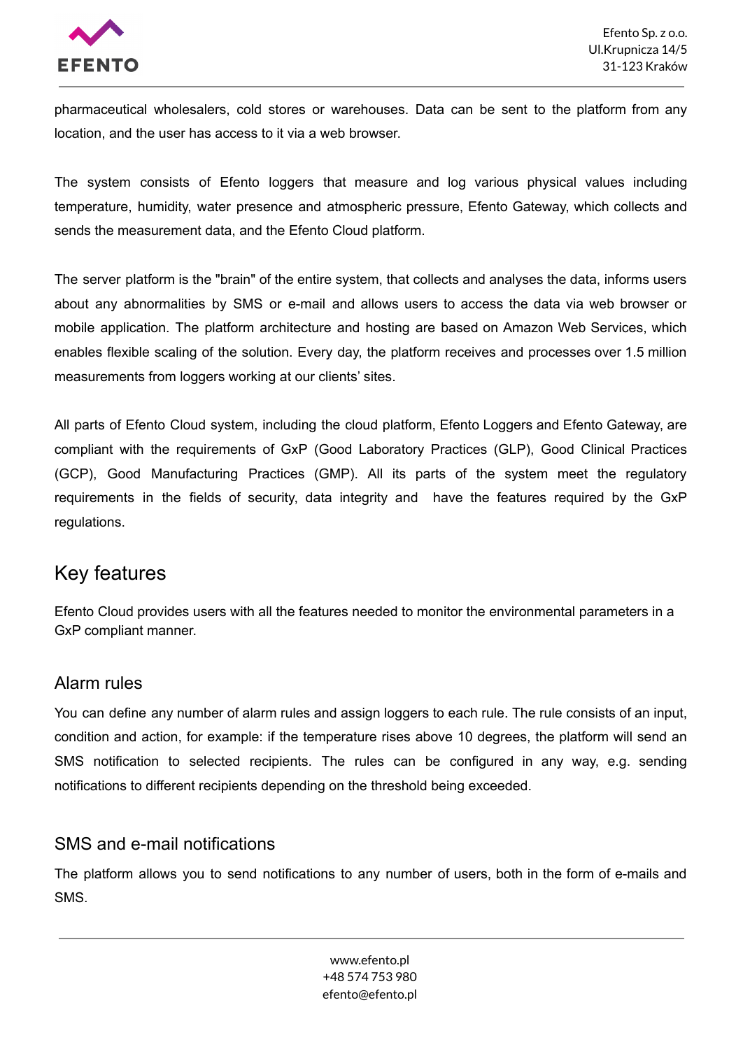pharmaceutical wholesalers, cold stores or warehouses. Data can be sent to the platform from any location, and the user has access to it via a web browser.

The system consists of Efento loggers that measure and log various physical values including temperature, humidity, water presence and atmospheric pressure, Efento Gateway, which collects and sends the measurement data, and the Efento Cloud platform.

The server platform is the "brain" of the entire system, that collects and analyses the data, informs users about any abnormalities by SMS or e-mail and allows users to access the data via web browser or mobile application. The platform architecture and hosting are based on Amazon Web Services, which enables flexible scaling of the solution. Every day, the platform receives and processes over 1.5 million measurements from loggers working at our clients' sites.

All parts of Efento Cloud system, including the cloud platform, Efento Loggers and Efento Gateway, are compliant with the requirements of GxP (Good Laboratory Practices (GLP), Good Clinical Practices (GCP), Good Manufacturing Practices (GMP). All its parts of the system meet the regulatory requirements in the fields of security, data integrity and have the features required by the GxP regulations.

## Key features

Efento Cloud provides users with all the features needed to monitor the environmental parameters in a GxP compliant manner.

### Alarm rules

You can define any number of alarm rules and assign loggers to each rule. The rule consists of an input, condition and action, for example: if the temperature rises above 10 degrees, the platform will send an SMS notification to selected recipients. The rules can be configured in any way, e.g. sending notifications to different recipients depending on the threshold being exceeded.

### SMS and e-mail notifications

The platform allows you to send notifications to any number of users, both in the form of e-mails and SMS.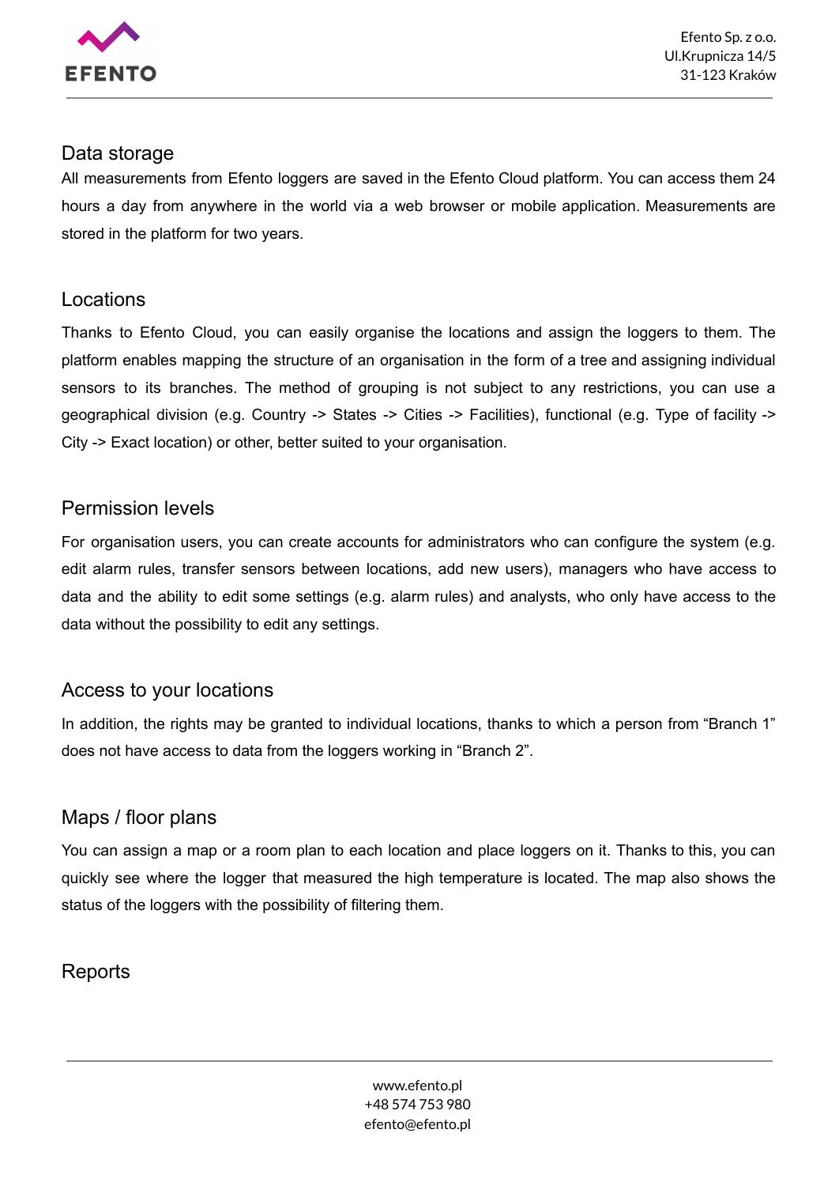## Data storage

All measurements from Efento loggers are saved in the Efento Cloud platform. You can access them 24 hours a day from anywhere in the world via a web browser or mobile application. Measurements are stored in the platform for two years.

## Locations

Thanks to Efento Cloud, you can easily organise the locations and assign the loggers to them. The platform enables mapping the structure of an organisation in the form of a tree and assigning individual sensors to its branches. The method of grouping is not subject to any restrictions, you can use a geographical division (e.g. Country -> States -> Cities -> Facilities), functional (e.g. Type of facility -> City -> Exact location) or other, better suited to your organisation.

## Permission levels

For organisation users, you can create accounts for administrators who can configure the system (e.g. edit alarm rules, transfer sensors between locations, add new users), managers who have access to data and the ability to edit some settings (e.g. alarm rules) and analysts, who only have access to the data without the possibility to edit any settings.

## Access to your locations

In addition, the rights may be granted to individual locations, thanks to which a person from "Branch 1" does not have access to data from the loggers working in "Branch 2".

## Maps / floor plans

You can assign a map or a room plan to each location and place loggers on it. Thanks to this, you can quickly see where the logger that measured the high temperature is located. The map also shows the status of the loggers with the possibility of filtering them.

## Reports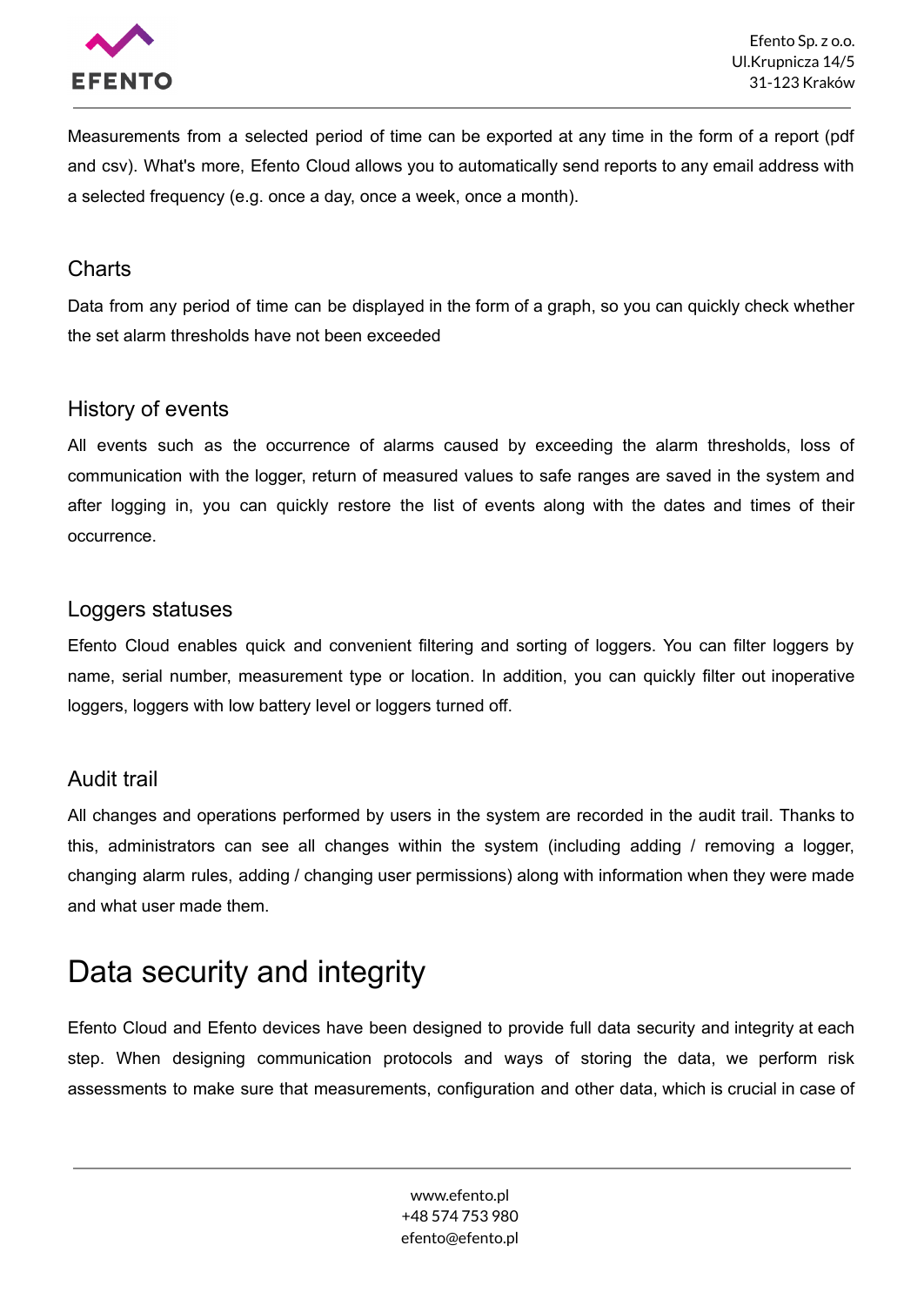Measurements from a selected period of time can be exported at any time in the form of a report (pdf and csv). What's more, Efento Cloud allows you to automatically send reports to any email address with a selected frequency (e.g. once a day, once a week, once a month).

### Charts

Data from any period of time can be displayed in the form of a graph, so you can quickly check whether the set alarm thresholds have not been exceeded

### History of events

All events such as the occurrence of alarms caused by exceeding the alarm thresholds, loss of communication with the logger, return of measured values to safe ranges are saved in the system and after logging in, you can quickly restore the list of events along with the dates and times of their occurrence.

### Loggers statuses

Efento Cloud enables quick and convenient filtering and sorting of loggers. You can filter loggers by name, serial number, measurement type or location. In addition, you can quickly filter out inoperative loggers, loggers with low battery level or loggers turned off.

### Audit trail

All changes and operations performed by users in the system are recorded in the audit trail. Thanks to this, administrators can see all changes within the system (including adding / removing a logger, changing alarm rules, adding / changing user permissions) along with information when they were made and what user made them.

## Data security and integrity

Efento Cloud and Efento devices have been designed to provide full data security and integrity at each step. When designing communication protocols and ways of storing the data, we perform risk assessments to make sure that measurements, configuration and other data, which is crucial in case of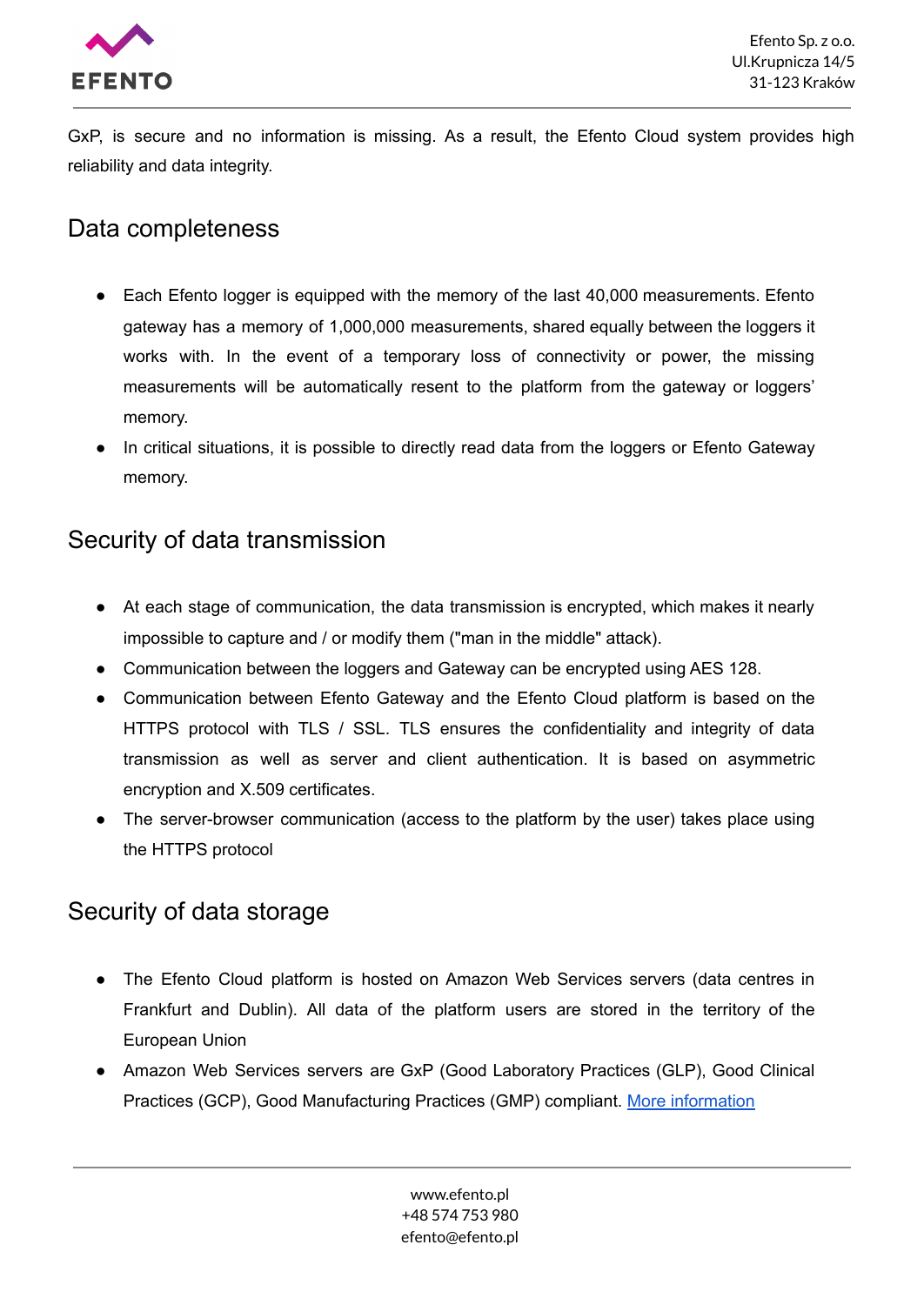GxP, is secure and no information is missing. As a result, the Efento Cloud system provides high reliability and data integrity.

## Data completeness

- Each Efento logger is equipped with the memory of the last 40,000 measurements. Efento gateway has a memory of 1,000,000 measurements, shared equally between the loggers it works with. In the event of a temporary loss of connectivity or power, the missing measurements will be automatically resent to the platform from the gateway or loggers' memory.
- In critical situations, it is possible to directly read data from the loggers or Efento Gateway memory.

## Security of data transmission

- At each stage of communication, the data transmission is encrypted, which makes it nearly impossible to capture and / or modify them ("man in the middle" attack).
- Communication between the loggers and Gateway can be encrypted using AES 128.
- Communication between Efento Gateway and the Efento Cloud platform is based on the HTTPS protocol with TLS / SSL. TLS ensures the confidentiality and integrity of data transmission as well as server and client authentication. It is based on asymmetric encryption and X.509 certificates.
- The server-browser communication (access to the platform by the user) takes place using the HTTPS protocol

## Security of data storage

- The Efento Cloud platform is hosted on Amazon Web Services servers (data centres in Frankfurt and Dublin). All data of the platform users are stored in the territory of the European Union
- Amazon Web Services servers are GxP (Good Laboratory Practices (GLP), Good Clinical Practices (GCP), Good Manufacturing Practices (GMP) compliant. More information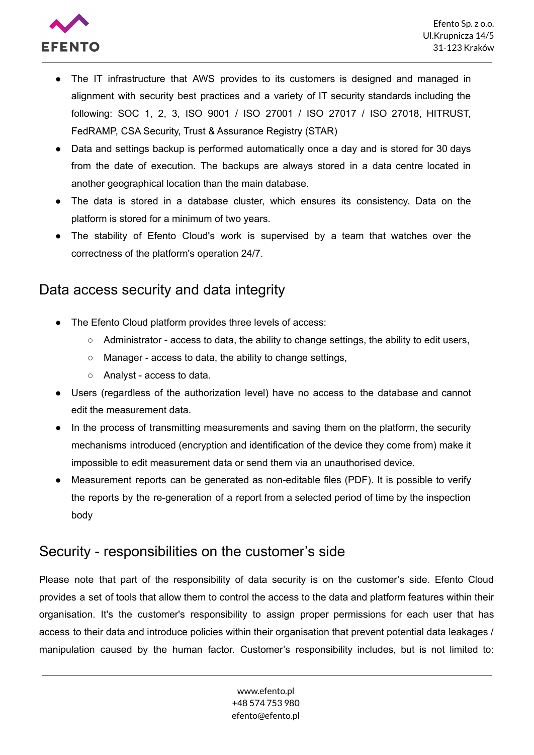- The IT infrastructure that AWS provides to its customers is designed and managed in alignment with security best practices and a variety of IT security standards including the following: SOC 1, 2, 3, ISO 9001 / ISO 27001 / ISO 27017 / ISO 27018, HITRUST, FedRAMP, CSA Security, Trust & Assurance Registry (STAR)
- Data and settings backup is performed automatically once a day and is stored for 30 days from the date of execution. The backups are always stored in a data centre located in another geographical location than the main database.
- The data is stored in a database cluster, which ensures its consistency. Data on the platform is stored for a minimum of two years.
- The stability of Efento Cloud's work is supervised by a team that watches over the correctness of the platform's operation 24/7.

## Data access security and data integrity

- The Efento Cloud platform provides three levels of access:
  - Administrator - access to data, the ability to change settings, the ability to edit users,
  - Manager - access to data, the ability to change settings,
  - Analyst - access to data.
- Users (regardless of the authorization level) have no access to the database and cannot edit the measurement data.
- In the process of transmitting measurements and saving them on the platform, the security mechanisms introduced (encryption and identification of the device they come from) make it impossible to edit measurement data or send them via an unauthorised device.
- Measurement reports can be generated as non-editable files (PDF). It is possible to verify the reports by the re-generation of a report from a selected period of time by the inspection body

## Security - responsibilities on the customer's side

Please note that part of the responsibility of data security is on the customer's side. Efento Cloud provides a set of tools that allow them to control the access to the data and platform features within their organisation. It's the customer's responsibility to assign proper permissions for each user that has access to their data and introduce policies within their organisation that prevent potential data leakages / manipulation caused by the human factor. Customer's responsibility includes, but is not limited to: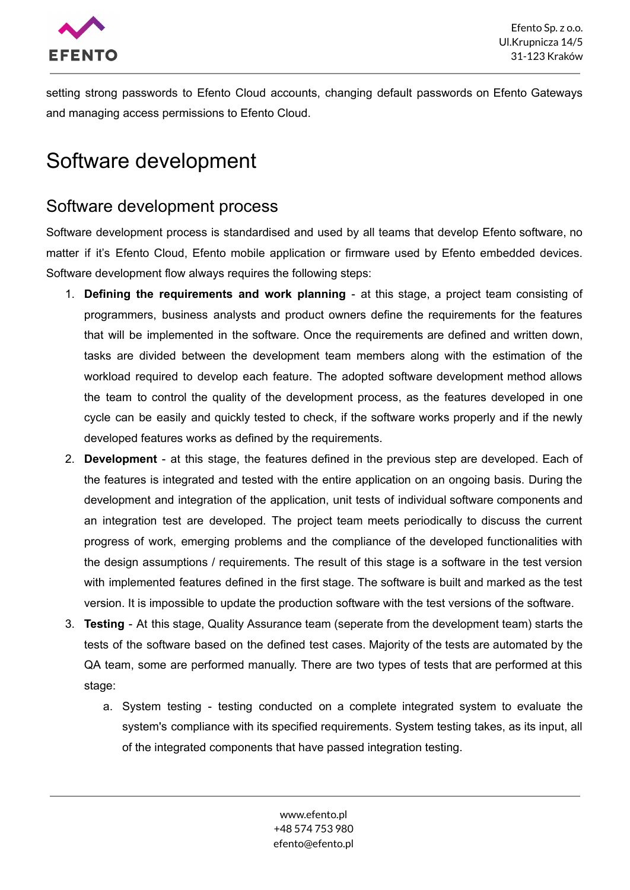setting strong passwords to Efento Cloud accounts, changing default passwords on Efento Gateways and managing access permissions to Efento Cloud.

# Software development

## Software development process

Software development process is standardised and used by all teams that develop Efento software, no matter if it's Efento Cloud, Efento mobile application or firmware used by Efento embedded devices. Software development flow always requires the following steps:

1. **Defining the requirements and work planning** - at this stage, a project team consisting of programmers, business analysts and product owners define the requirements for the features that will be implemented in the software. Once the requirements are defined and written down, tasks are divided between the development team members along with the estimation of the workload required to develop each feature. The adopted software development method allows the team to control the quality of the development process, as the features developed in one cycle can be easily and quickly tested to check, if the software works properly and if the newly developed features works as defined by the requirements.
2. **Development** - at this stage, the features defined in the previous step are developed. Each of the features is integrated and tested with the entire application on an ongoing basis. During the development and integration of the application, unit tests of individual software components and an integration test are developed. The project team meets periodically to discuss the current progress of work, emerging problems and the compliance of the developed functionalities with the design assumptions / requirements. The result of this stage is a software in the test version with implemented features defined in the first stage. The software is built and marked as the test version. It is impossible to update the production software with the test versions of the software.
3. **Testing** - At this stage, Quality Assurance team (seperate from the development team) starts the tests of the software based on the defined test cases. Majority of the tests are automated by the QA team, some are performed manually. There are two types of tests that are performed at this stage:
    a. System testing - testing conducted on a complete integrated system to evaluate the system's compliance with its specified requirements. System testing takes, as its input, all of the integrated components that have passed integration testing.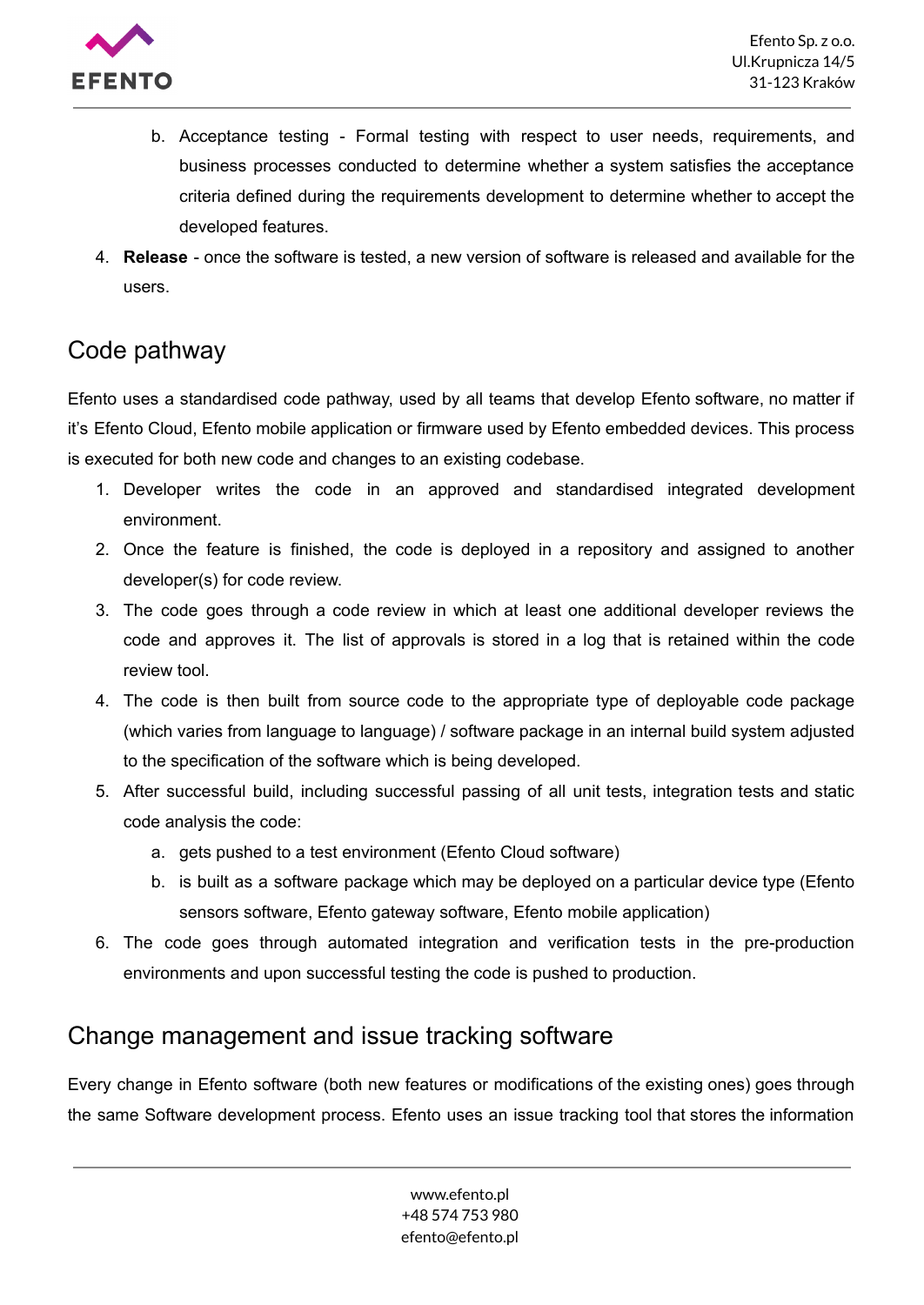b. Acceptance testing - Formal testing with respect to user needs, requirements, and business processes conducted to determine whether a system satisfies the acceptance criteria defined during the requirements development to determine whether to accept the developed features.

4. **Release** - once the software is tested, a new version of software is released and available for the users.

## Code pathway

Efento uses a standardised code pathway, used by all teams that develop Efento software, no matter if it's Efento Cloud, Efento mobile application or firmware used by Efento embedded devices. This process is executed for both new code and changes to an existing codebase.

1. Developer writes the code in an approved and standardised integrated development environment.
2. Once the feature is finished, the code is deployed in a repository and assigned to another developer(s) for code review.
3. The code goes through a code review in which at least one additional developer reviews the code and approves it. The list of approvals is stored in a log that is retained within the code review tool.
4. The code is then built from source code to the appropriate type of deployable code package (which varies from language to language) / software package in an internal build system adjusted to the specification of the software which is being developed.
5. After successful build, including successful passing of all unit tests, integration tests and static code analysis the code:
   a. gets pushed to a test environment (Efento Cloud software)
   b. is built as a software package which may be deployed on a particular device type (Efento sensors software, Efento gateway software, Efento mobile application)
6. The code goes through automated integration and verification tests in the pre-production environments and upon successful testing the code is pushed to production.

## Change management and issue tracking software

Every change in Efento software (both new features or modifications of the existing ones) goes through the same Software development process. Efento uses an issue tracking tool that stores the information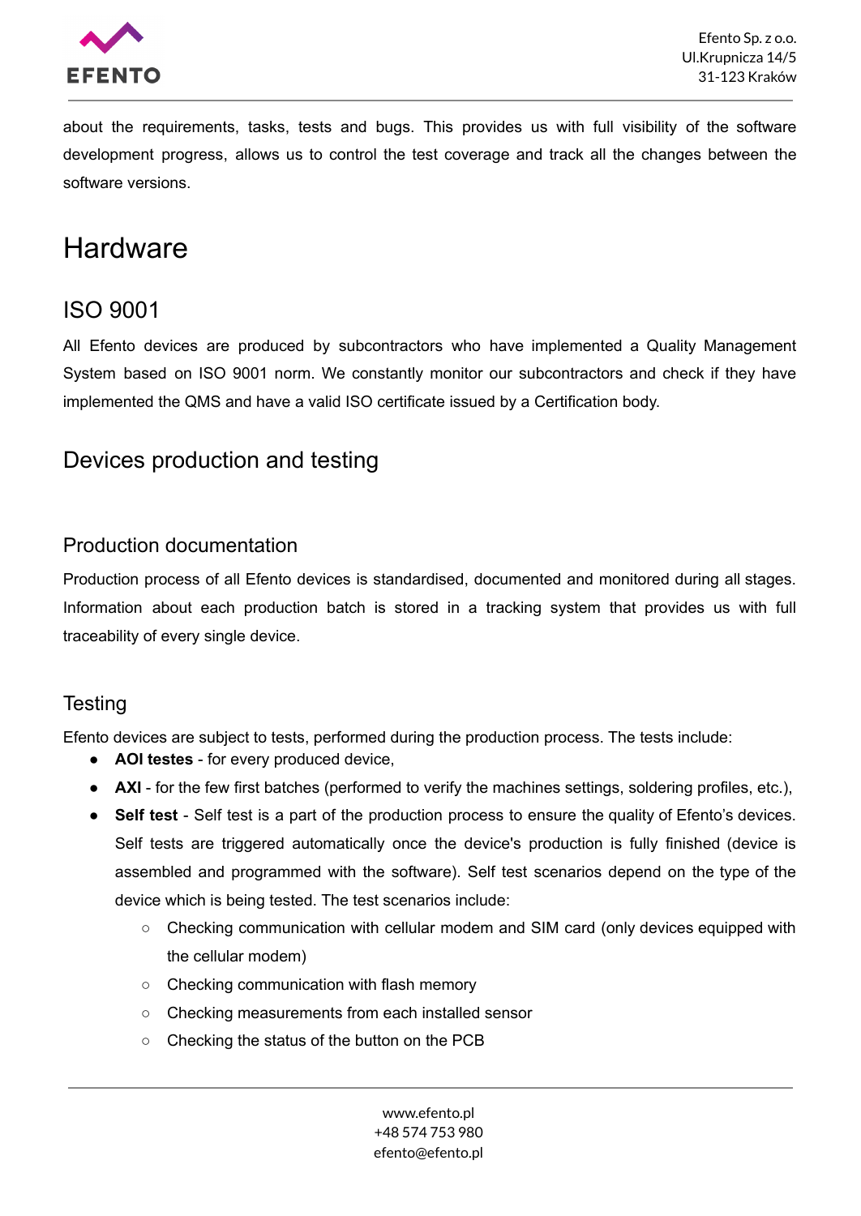about the requirements, tasks, tests and bugs. This provides us with full visibility of the software development progress, allows us to control the test coverage and track all the changes between the software versions.

# Hardware

## ISO 9001

All Efento devices are produced by subcontractors who have implemented a Quality Management System based on ISO 9001 norm. We constantly monitor our subcontractors and check if they have implemented the QMS and have a valid ISO certificate issued by a Certification body.

## Devices production and testing

### Production documentation

Production process of all Efento devices is standardised, documented and monitored during all stages. Information about each production batch is stored in a tracking system that provides us with full traceability of every single device.

### Testing

Efento devices are subject to tests, performed during the production process. The tests include:

- **AOI testes** - for every produced device,
- **AXI** - for the few first batches (performed to verify the machines settings, soldering profiles, etc.),
- **Self test** - Self test is a part of the production process to ensure the quality of Efento's devices. Self tests are triggered automatically once the device's production is fully finished (device is assembled and programmed with the software). Self test scenarios depend on the type of the device which is being tested. The test scenarios include:
  - Checking communication with cellular modem and SIM card (only devices equipped with the cellular modem)
  - Checking communication with flash memory
  - Checking measurements from each installed sensor
  - Checking the status of the button on the PCB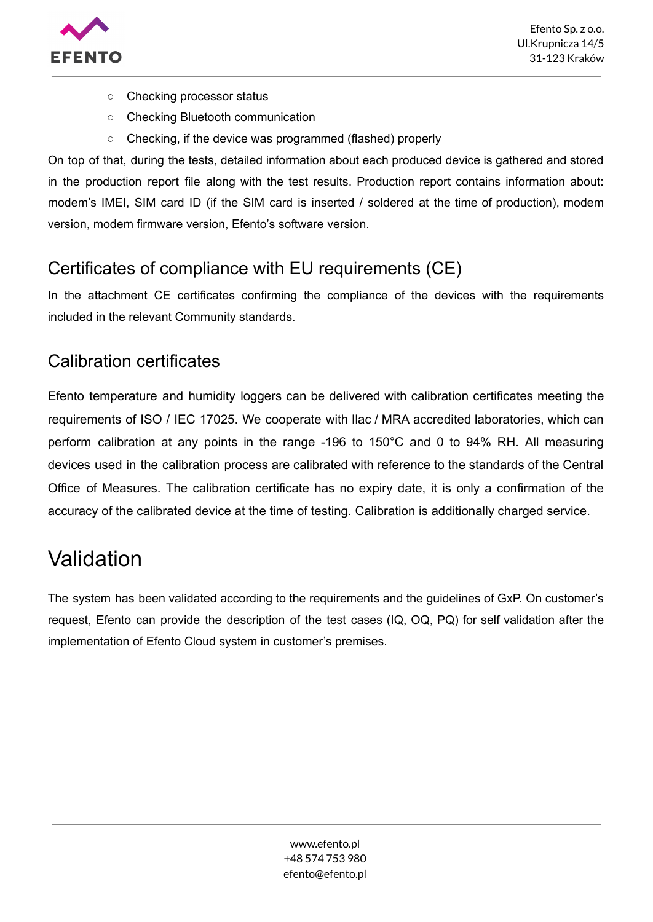- Checking processor status
- Checking Bluetooth communication
- Checking, if the device was programmed (flashed) properly

On top of that, during the tests, detailed information about each produced device is gathered and stored in the production report file along with the test results. Production report contains information about: modem's IMEI, SIM card ID (if the SIM card is inserted / soldered at the time of production), modem version, modem firmware version, Efento's software version.

## Certificates of compliance with EU requirements (CE)

In the attachment CE certificates confirming the compliance of the devices with the requirements included in the relevant Community standards.

## Calibration certificates

Efento temperature and humidity loggers can be delivered with calibration certificates meeting the requirements of ISO / IEC 17025. We cooperate with Ilac / MRA accredited laboratories, which can perform calibration at any points in the range -196 to 150°C and 0 to 94% RH. All measuring devices used in the calibration process are calibrated with reference to the standards of the Central Office of Measures. The calibration certificate has no expiry date, it is only a confirmation of the accuracy of the calibrated device at the time of testing. Calibration is additionally charged service.

# Validation

The system has been validated according to the requirements and the guidelines of GxP. On customer's request, Efento can provide the description of the test cases (IQ, OQ, PQ) for self validation after the implementation of Efento Cloud system in customer's premises.